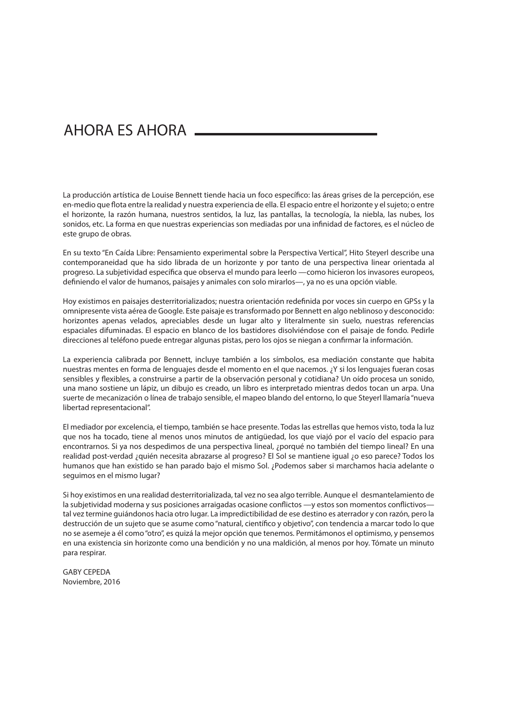# AHORA ES AHORA

La producción artística de Louise Bennett tiende hacia un foco específico: las áreas grises de la percepción, ese en-medio que flota entre la realidad y nuestra experiencia de ella. El espacio entre el horizonte y el sujeto; o entre el horizonte, la razón humana, nuestros sentidos, la luz, las pantallas, la tecnología, la niebla, las nubes, los sonidos, etc. La forma en que nuestras experiencias son mediadas por una infinidad de factores, es el núcleo de este grupo de obras.

En su texto "En Caída Libre: Pensamiento experimental sobre la Perspectiva Vertical", Hito Steyerl describe una contemporaneidad que ha sido librada de un horizonte y por tanto de una perspectiva linear orientada al progreso. La subjetividad específica que observa el mundo para leerlo —como hicieron los invasores europeos, definiendo el valor de humanos, paisajes y animales con solo mirarlos—, ya no es una opción viable.

Hoy existimos en paisajes desterritorializados; nuestra orientación redefinida por voces sin cuerpo en GPSs y la omnipresente vista aérea de Google. Este paisaje es transformado por Bennett en algo neblinoso y desconocido: horizontes apenas velados, apreciables desde un lugar alto y literalmente sin suelo, nuestras referencias espaciales difuminadas. El espacio en blanco de los bastidores disolviéndose con el paisaje de fondo. Pedirle direcciones al teléfono puede entregar algunas pistas, pero los ojos se niegan a confirmar la información.

La experiencia calibrada por Bennett, incluye también a los símbolos, esa mediación constante que habita nuestras mentes en forma de lenguajes desde el momento en el que nacemos. ¿Y si los lenguajes fueran cosas sensibles y flexibles, a construirse a partir de la observación personal y cotidiana? Un oído procesa un sonido, una mano sostiene un lápiz, un dibujo es creado, un libro es interpretado mientras dedos tocan un arpa. Una suerte de mecanización o línea de trabajo sensible, el mapeo blando del entorno, lo que Steyerl llamaría "nueva libertad representacional".

El mediador por excelencia, el tiempo, también se hace presente. Todas las estrellas que hemos visto, toda la luz que nos ha tocado, tiene al menos unos minutos de antigüedad, los que viajó por el vacío del espacio para encontrarnos. Si ya nos despedimos de una perspectiva lineal, ¿porqué no también del tiempo lineal? En una realidad post-verdad ¿quién necesita abrazarse al progreso? El Sol se mantiene igual ¿o eso parece? Todos los humanos que han existido se han parado bajo el mismo Sol. ¿Podemos saber si marchamos hacia adelante o seguimos en el mismo lugar?

Si hoy existimos en una realidad desterritorializada, tal vez no sea algo terrible. Aunque el desmantelamiento de la subjetividad moderna y sus posiciones arraigadas ocasione conflictos —y estos son momentos conflictivos— tal vez termine guiándonos hacia otro lugar. La impredictibilidad de ese destino es aterrador y con razón, pero la destrucción de un sujeto que se asume como "natural, científico y objetivo", con tendencia a marcar todo lo que no se asemeje a él como "otro", es quizá la mejor opción que tenemos. Permitámonos el optimismo, y pensemos en una existencia sin horizonte como una bendición y no una maldición, al menos por hoy. Tómate un minuto para respirar.

GABY CEPEDA  
Noviembre, 2016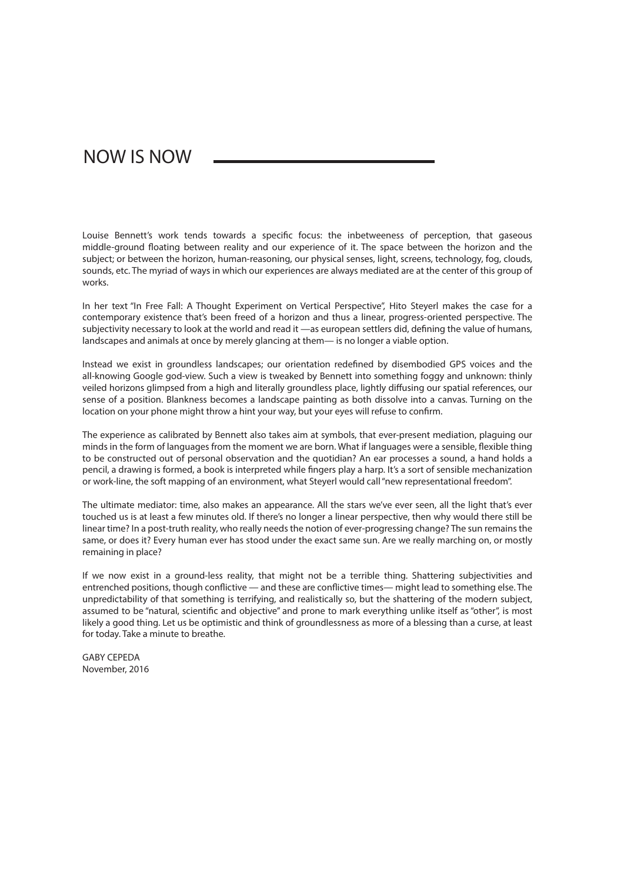# NOW IS NOW

Louise Bennett's work tends towards a specific focus: the inbetweeness of perception, that gaseous middle-ground floating between reality and our experience of it. The space between the horizon and the subject; or between the horizon, human-reasoning, our physical senses, light, screens, technology, fog, clouds, sounds, etc. The myriad of ways in which our experiences are always mediated are at the center of this group of works.

In her text "In Free Fall: A Thought Experiment on Vertical Perspective", Hito Steyerl makes the case for a contemporary existence that's been freed of a horizon and thus a linear, progress-oriented perspective. The subjectivity necessary to look at the world and read it —as european settlers did, defining the value of humans, landscapes and animals at once by merely glancing at them— is no longer a viable option.

Instead we exist in groundless landscapes; our orientation redefined by disembodied GPS voices and the all-knowing Google god-view. Such a view is tweaked by Bennett into something foggy and unknown: thinly veiled horizons glimpsed from a high and literally groundless place, lightly diffusing our spatial references, our sense of a position. Blankness becomes a landscape painting as both dissolve into a canvas. Turning on the location on your phone might throw a hint your way, but your eyes will refuse to confirm.

The experience as calibrated by Bennett also takes aim at symbols, that ever-present mediation, plaguing our minds in the form of languages from the moment we are born. What if languages were a sensible, flexible thing to be constructed out of personal observation and the quotidian? An ear processes a sound, a hand holds a pencil, a drawing is formed, a book is interpreted while fingers play a harp. It's a sort of sensible mechanization or work-line, the soft mapping of an environment, what Steyerl would call "new representational freedom".

The ultimate mediator: time, also makes an appearance. All the stars we've ever seen, all the light that's ever touched us is at least a few minutes old. If there's no longer a linear perspective, then why would there still be linear time? In a post-truth reality, who really needs the notion of ever-progressing change? The sun remains the same, or does it? Every human ever has stood under the exact same sun. Are we really marching on, or mostly remaining in place?

If we now exist in a ground-less reality, that might not be a terrible thing. Shattering subjectivities and entrenched positions, though conflictive — and these are conflictive times— might lead to something else. The unpredictability of that something is terrifying, and realistically so, but the shattering of the modern subject, assumed to be "natural, scientific and objective" and prone to mark everything unlike itself as "other", is most likely a good thing. Let us be optimistic and think of groundlessness as more of a blessing than a curse, at least for today. Take a minute to breathe.

GABY CEPEDA
November, 2016